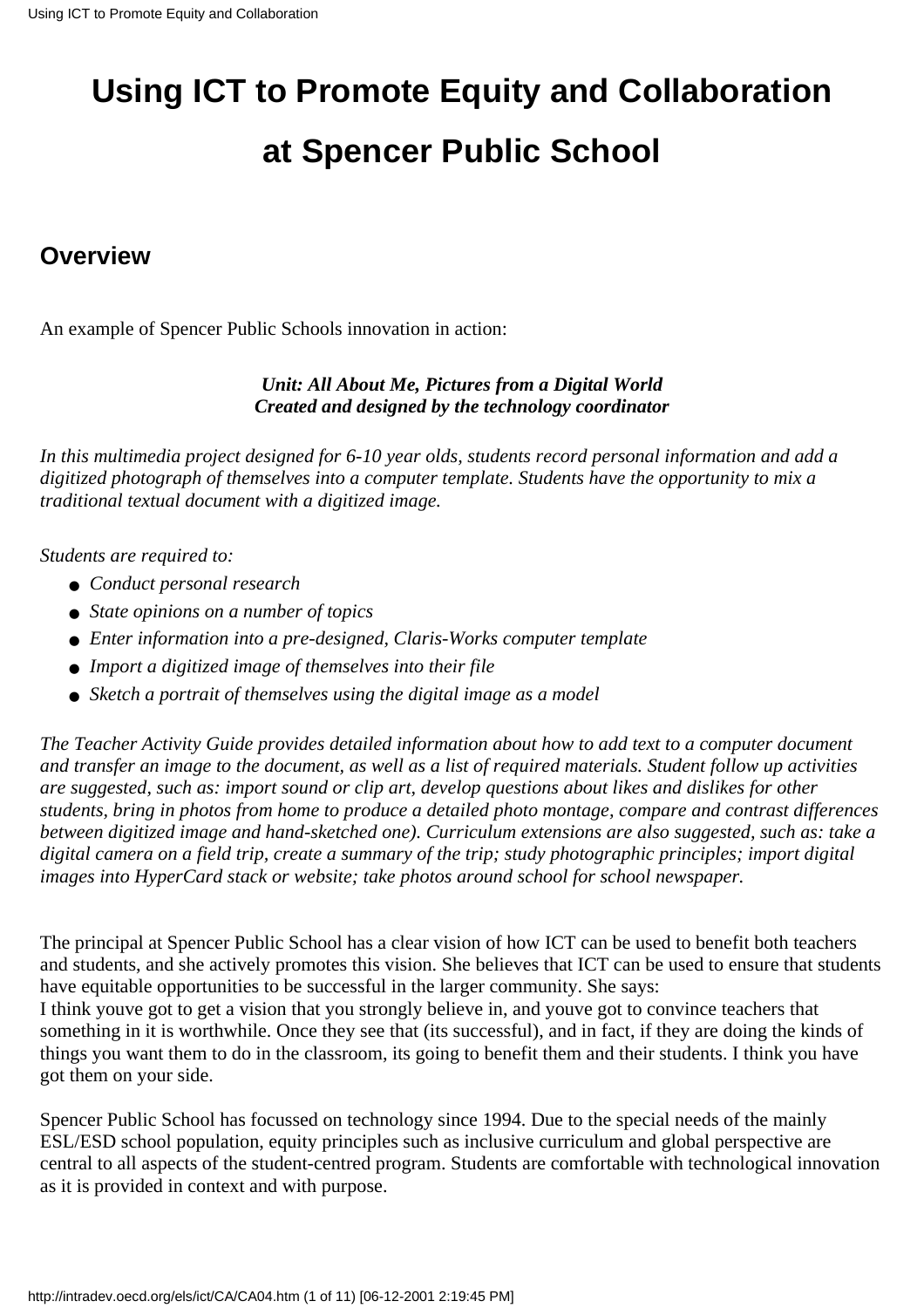# Using ICT to Promote Equity and Collaboration at Spencer Public School

## Overview

An example of Spencer Public Schools innovation in action:

***Unit: All About Me, Pictures from a Digital World***
***Created and designed by the technology coordinator***

*In this multimedia project designed for 6-10 year olds, students record personal information and add a digitized photograph of themselves into a computer template. Students have the opportunity to mix a traditional textual document with a digitized image.*

*Students are required to:*

- *Conduct personal research*
- *State opinions on a number of topics*
- *Enter information into a pre-designed, Claris-Works computer template*
- *Import a digitized image of themselves into their file*
- *Sketch a portrait of themselves using the digital image as a model*

*The Teacher Activity Guide provides detailed information about how to add text to a computer document and transfer an image to the document, as well as a list of required materials. Student follow up activities are suggested, such as: import sound or clip art, develop questions about likes and dislikes for other students, bring in photos from home to produce a detailed photo montage, compare and contrast differences between digitized image and hand-sketched one). Curriculum extensions are also suggested, such as: take a digital camera on a field trip, create a summary of the trip; study photographic principles; import digital images into HyperCard stack or website; take photos around school for school newspaper.*

The principal at Spencer Public School has a clear vision of how ICT can be used to benefit both teachers and students, and she actively promotes this vision. She believes that ICT can be used to ensure that students have equitable opportunities to be successful in the larger community. She says:
I think youve got to get a vision that you strongly believe in, and youve got to convince teachers that something in it is worthwhile. Once they see that (its successful), and in fact, if they are doing the kinds of things you want them to do in the classroom, its going to benefit them and their students. I think you have got them on your side.

Spencer Public School has focussed on technology since 1994. Due to the special needs of the mainly ESL/ESD school population, equity principles such as inclusive curriculum and global perspective are central to all aspects of the student-centred program. Students are comfortable with technological innovation as it is provided in context and with purpose.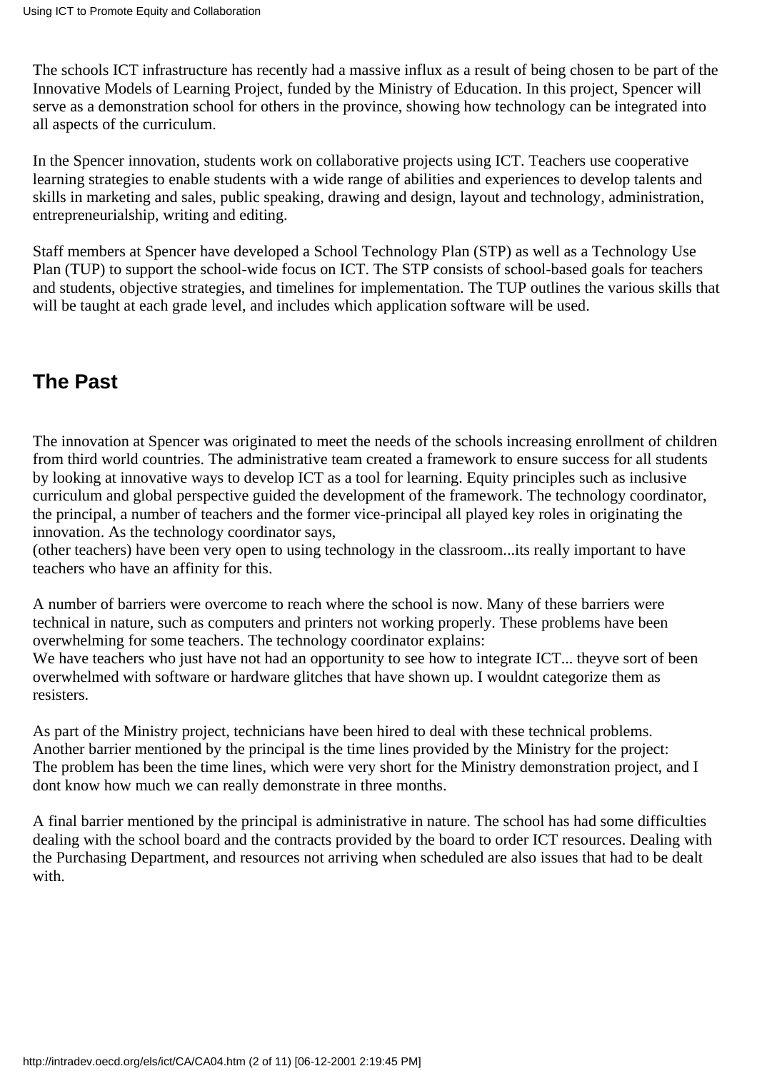The schools ICT infrastructure has recently had a massive influx as a result of being chosen to be part of the Innovative Models of Learning Project, funded by the Ministry of Education. In this project, Spencer will serve as a demonstration school for others in the province, showing how technology can be integrated into all aspects of the curriculum.

In the Spencer innovation, students work on collaborative projects using ICT. Teachers use cooperative learning strategies to enable students with a wide range of abilities and experiences to develop talents and skills in marketing and sales, public speaking, drawing and design, layout and technology, administration, entrepreneurialship, writing and editing.

Staff members at Spencer have developed a School Technology Plan (STP) as well as a Technology Use Plan (TUP) to support the school-wide focus on ICT. The STP consists of school-based goals for teachers and students, objective strategies, and timelines for implementation. The TUP outlines the various skills that will be taught at each grade level, and includes which application software will be used.

## The Past

The innovation at Spencer was originated to meet the needs of the schools increasing enrollment of children from third world countries. The administrative team created a framework to ensure success for all students by looking at innovative ways to develop ICT as a tool for learning. Equity principles such as inclusive curriculum and global perspective guided the development of the framework. The technology coordinator, the principal, a number of teachers and the former vice-principal all played key roles in originating the innovation. As the technology coordinator says,
(other teachers) have been very open to using technology in the classroom...its really important to have teachers who have an affinity for this.

A number of barriers were overcome to reach where the school is now. Many of these barriers were technical in nature, such as computers and printers not working properly. These problems have been overwhelming for some teachers. The technology coordinator explains:
We have teachers who just have not had an opportunity to see how to integrate ICT... theyve sort of been overwhelmed with software or hardware glitches that have shown up. I wouldnt categorize them as resisters.

As part of the Ministry project, technicians have been hired to deal with these technical problems. Another barrier mentioned by the principal is the time lines provided by the Ministry for the project:
The problem has been the time lines, which were very short for the Ministry demonstration project, and I dont know how much we can really demonstrate in three months.

A final barrier mentioned by the principal is administrative in nature. The school has had some difficulties dealing with the school board and the contracts provided by the board to order ICT resources. Dealing with the Purchasing Department, and resources not arriving when scheduled are also issues that had to be dealt with.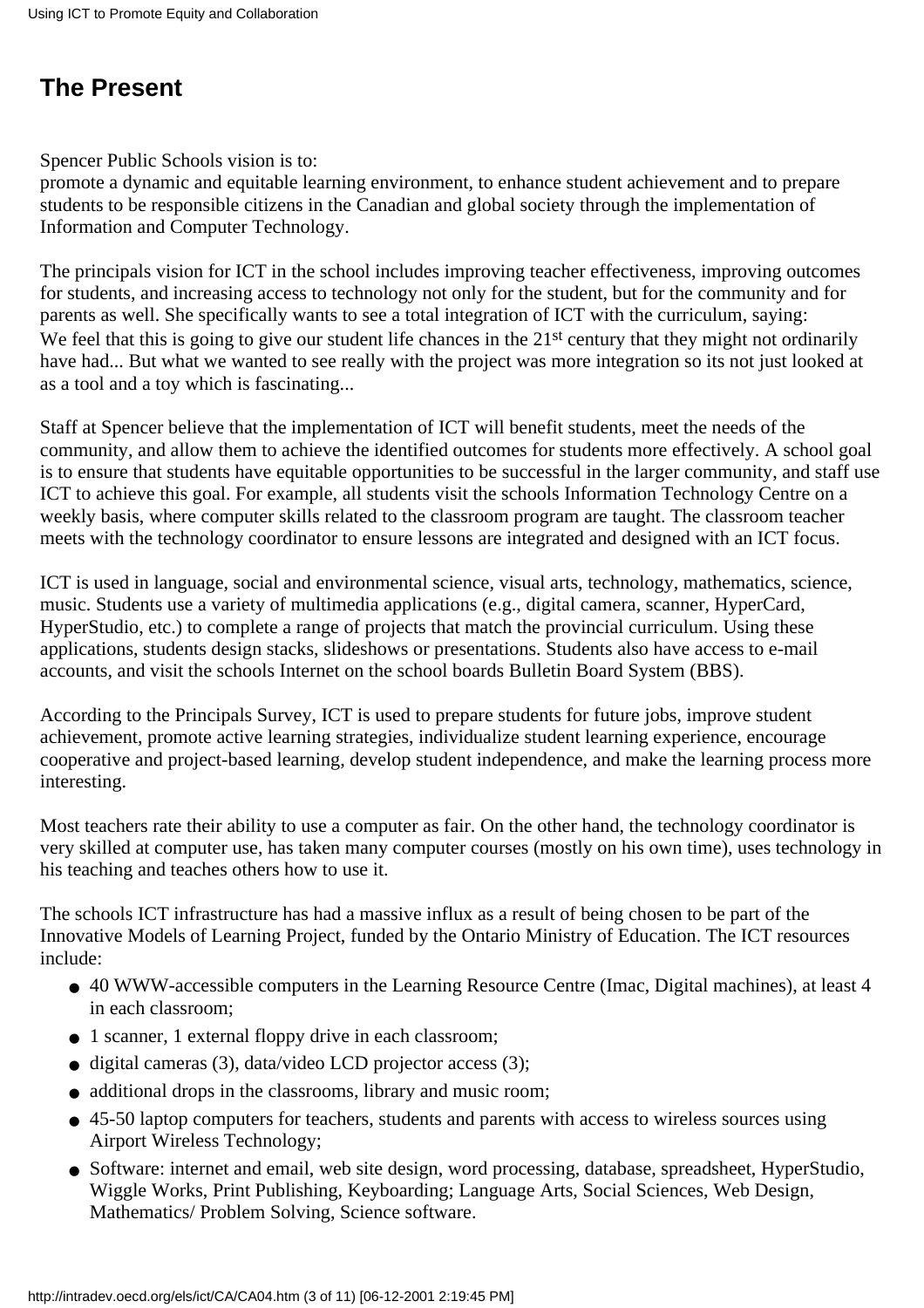## The Present

Spencer Public Schools vision is to:
promote a dynamic and equitable learning environment, to enhance student achievement and to prepare students to be responsible citizens in the Canadian and global society through the implementation of Information and Computer Technology.

The principals vision for ICT in the school includes improving teacher effectiveness, improving outcomes for students, and increasing access to technology not only for the student, but for the community and for parents as well. She specifically wants to see a total integration of ICT with the curriculum, saying:
We feel that this is going to give our student life chances in the 21st century that they might not ordinarily have had... But what we wanted to see really with the project was more integration so its not just looked at as a tool and a toy which is fascinating...

Staff at Spencer believe that the implementation of ICT will benefit students, meet the needs of the community, and allow them to achieve the identified outcomes for students more effectively. A school goal is to ensure that students have equitable opportunities to be successful in the larger community, and staff use ICT to achieve this goal. For example, all students visit the schools Information Technology Centre on a weekly basis, where computer skills related to the classroom program are taught. The classroom teacher meets with the technology coordinator to ensure lessons are integrated and designed with an ICT focus.

ICT is used in language, social and environmental science, visual arts, technology, mathematics, science, music. Students use a variety of multimedia applications (e.g., digital camera, scanner, HyperCard, HyperStudio, etc.) to complete a range of projects that match the provincial curriculum. Using these applications, students design stacks, slideshows or presentations. Students also have access to e-mail accounts, and visit the schools Internet on the school boards Bulletin Board System (BBS).

According to the Principals Survey, ICT is used to prepare students for future jobs, improve student achievement, promote active learning strategies, individualize student learning experience, encourage cooperative and project-based learning, develop student independence, and make the learning process more interesting.

Most teachers rate their ability to use a computer as fair. On the other hand, the technology coordinator is very skilled at computer use, has taken many computer courses (mostly on his own time), uses technology in his teaching and teaches others how to use it.

The schools ICT infrastructure has had a massive influx as a result of being chosen to be part of the Innovative Models of Learning Project, funded by the Ontario Ministry of Education. The ICT resources include:

- 40 WWW-accessible computers in the Learning Resource Centre (Imac, Digital machines), at least 4 in each classroom;
- 1 scanner, 1 external floppy drive in each classroom;
- digital cameras (3), data/video LCD projector access (3);
- additional drops in the classrooms, library and music room;
- 45-50 laptop computers for teachers, students and parents with access to wireless sources using Airport Wireless Technology;
- Software: internet and email, web site design, word processing, database, spreadsheet, HyperStudio, Wiggle Works, Print Publishing, Keyboarding; Language Arts, Social Sciences, Web Design, Mathematics/ Problem Solving, Science software.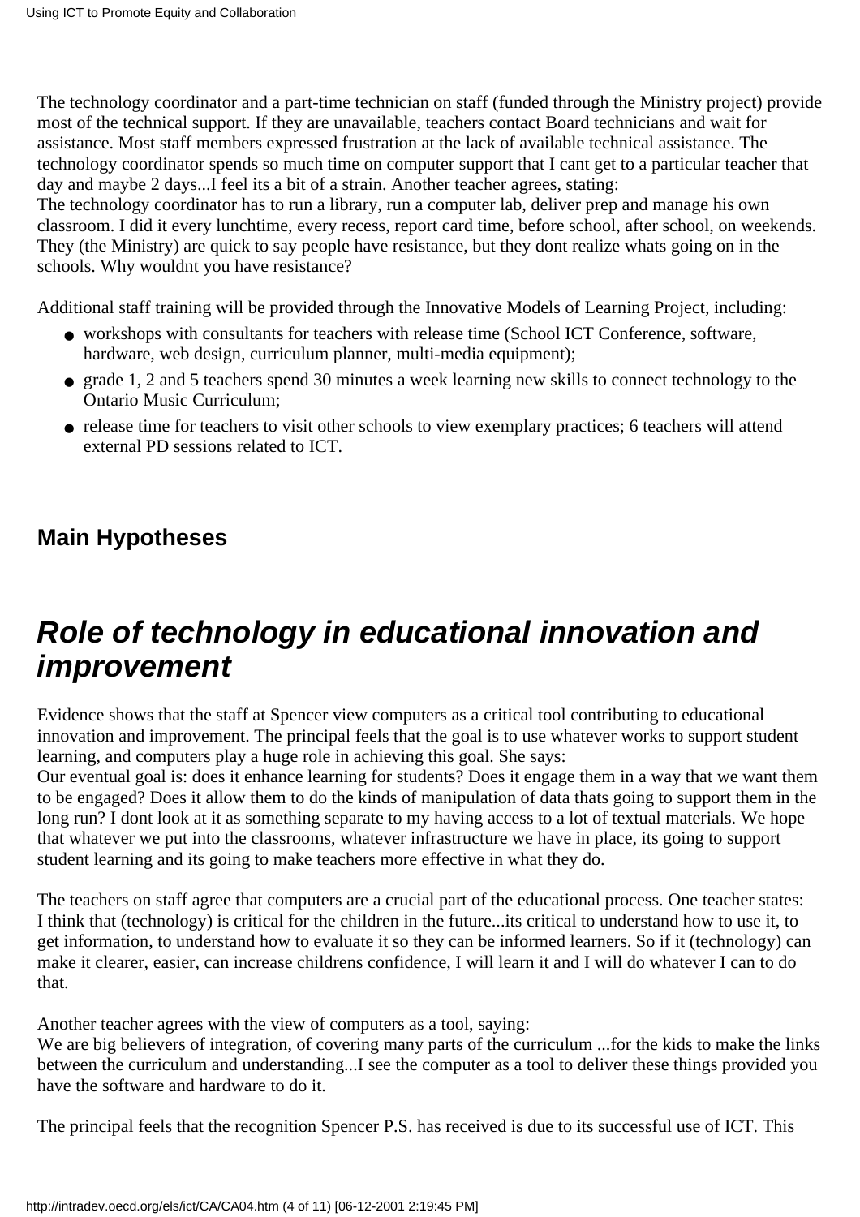The technology coordinator and a part-time technician on staff (funded through the Ministry project) provide most of the technical support. If they are unavailable, teachers contact Board technicians and wait for assistance. Most staff members expressed frustration at the lack of available technical assistance. The technology coordinator spends so much time on computer support that I cant get to a particular teacher that day and maybe 2 days...I feel its a bit of a strain. Another teacher agrees, stating:
The technology coordinator has to run a library, run a computer lab, deliver prep and manage his own classroom. I did it every lunchtime, every recess, report card time, before school, after school, on weekends. They (the Ministry) are quick to say people have resistance, but they dont realize whats going on in the schools. Why wouldnt you have resistance?

Additional staff training will be provided through the Innovative Models of Learning Project, including:

- workshops with consultants for teachers with release time (School ICT Conference, software, hardware, web design, curriculum planner, multi-media equipment);
- grade 1, 2 and 5 teachers spend 30 minutes a week learning new skills to connect technology to the Ontario Music Curriculum;
- release time for teachers to visit other schools to view exemplary practices; 6 teachers will attend external PD sessions related to ICT.

### Main Hypotheses

## *Role of technology in educational innovation and improvement*

Evidence shows that the staff at Spencer view computers as a critical tool contributing to educational innovation and improvement. The principal feels that the goal is to use whatever works to support student learning, and computers play a huge role in achieving this goal. She says:
Our eventual goal is: does it enhance learning for students? Does it engage them in a way that we want them to be engaged? Does it allow them to do the kinds of manipulation of data thats going to support them in the long run? I dont look at it as something separate to my having access to a lot of textual materials. We hope that whatever we put into the classrooms, whatever infrastructure we have in place, its going to support student learning and its going to make teachers more effective in what they do.

The teachers on staff agree that computers are a crucial part of the educational process. One teacher states:
I think that (technology) is critical for the children in the future...its critical to understand how to use it, to get information, to understand how to evaluate it so they can be informed learners. So if it (technology) can make it clearer, easier, can increase childrens confidence, I will learn it and I will do whatever I can to do that.

Another teacher agrees with the view of computers as a tool, saying:
We are big believers of integration, of covering many parts of the curriculum ...for the kids to make the links between the curriculum and understanding...I see the computer as a tool to deliver these things provided you have the software and hardware to do it.

The principal feels that the recognition Spencer P.S. has received is due to its successful use of ICT. This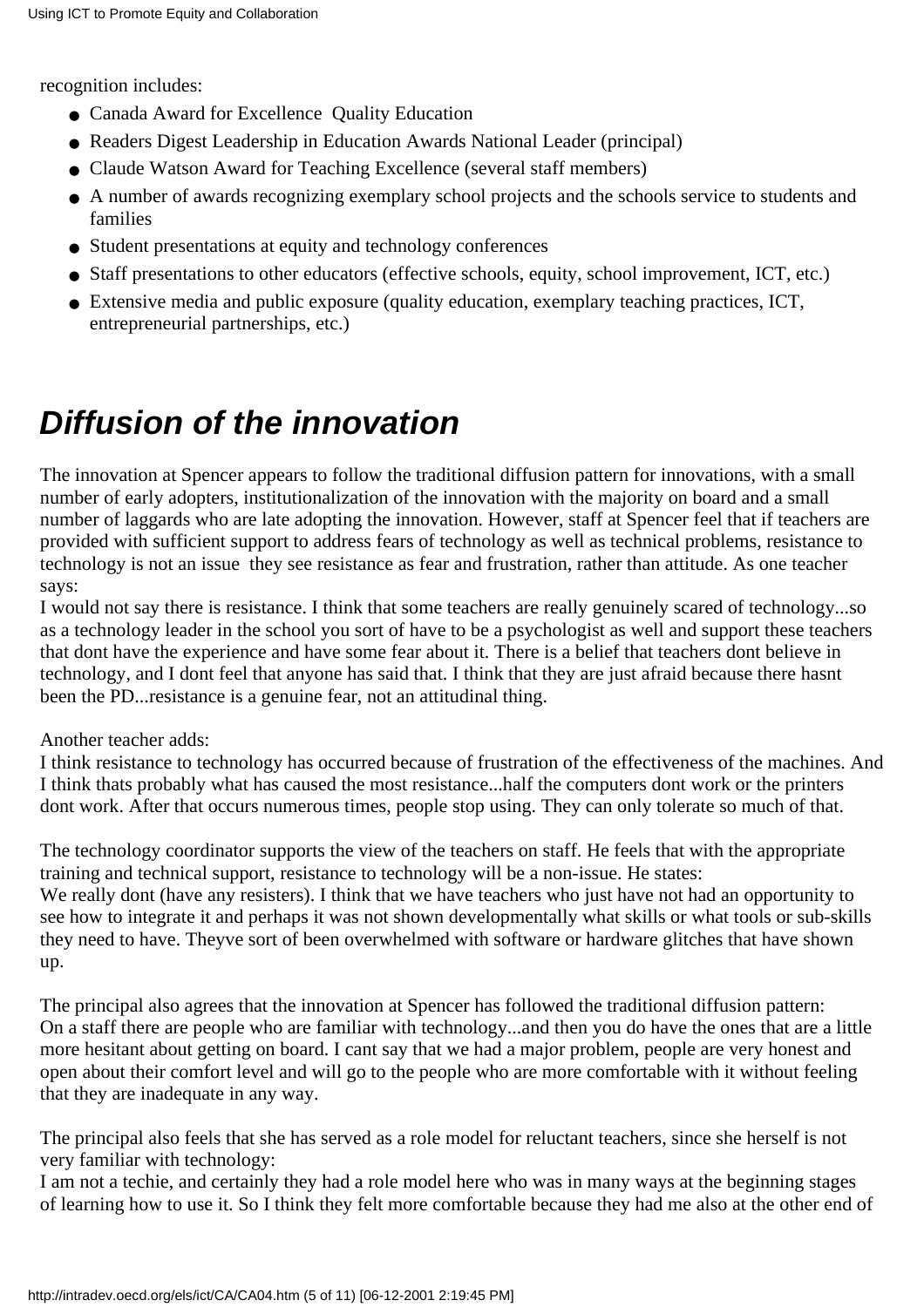recognition includes:

- Canada Award for Excellence  Quality Education
- Readers Digest Leadership in Education Awards National Leader (principal)
- Claude Watson Award for Teaching Excellence (several staff members)
- A number of awards recognizing exemplary school projects and the schools service to students and families
- Student presentations at equity and technology conferences
- Staff presentations to other educators (effective schools, equity, school improvement, ICT, etc.)
- Extensive media and public exposure (quality education, exemplary teaching practices, ICT, entrepreneurial partnerships, etc.)

## *Diffusion of the innovation*

The innovation at Spencer appears to follow the traditional diffusion pattern for innovations, with a small number of early adopters, institutionalization of the innovation with the majority on board and a small number of laggards who are late adopting the innovation. However, staff at Spencer feel that if teachers are provided with sufficient support to address fears of technology as well as technical problems, resistance to technology is not an issue  they see resistance as fear and frustration, rather than attitude. As one teacher says:

I would not say there is resistance. I think that some teachers are really genuinely scared of technology...so as a technology leader in the school you sort of have to be a psychologist as well and support these teachers that dont have the experience and have some fear about it. There is a belief that teachers dont believe in technology, and I dont feel that anyone has said that. I think that they are just afraid because there hasnt been the PD...resistance is a genuine fear, not an attitudinal thing.

Another teacher adds:

I think resistance to technology has occurred because of frustration of the effectiveness of the machines. And I think thats probably what has caused the most resistance...half the computers dont work or the printers dont work. After that occurs numerous times, people stop using. They can only tolerate so much of that.

The technology coordinator supports the view of the teachers on staff. He feels that with the appropriate training and technical support, resistance to technology will be a non-issue. He states:

We really dont (have any resisters). I think that we have teachers who just have not had an opportunity to see how to integrate it and perhaps it was not shown developmentally what skills or what tools or sub-skills they need to have. Theyve sort of been overwhelmed with software or hardware glitches that have shown up.

The principal also agrees that the innovation at Spencer has followed the traditional diffusion pattern:

On a staff there are people who are familiar with technology...and then you do have the ones that are a little more hesitant about getting on board. I cant say that we had a major problem, people are very honest and open about their comfort level and will go to the people who are more comfortable with it without feeling that they are inadequate in any way.

The principal also feels that she has served as a role model for reluctant teachers, since she herself is not very familiar with technology:

I am not a techie, and certainly they had a role model here who was in many ways at the beginning stages of learning how to use it. So I think they felt more comfortable because they had me also at the other end of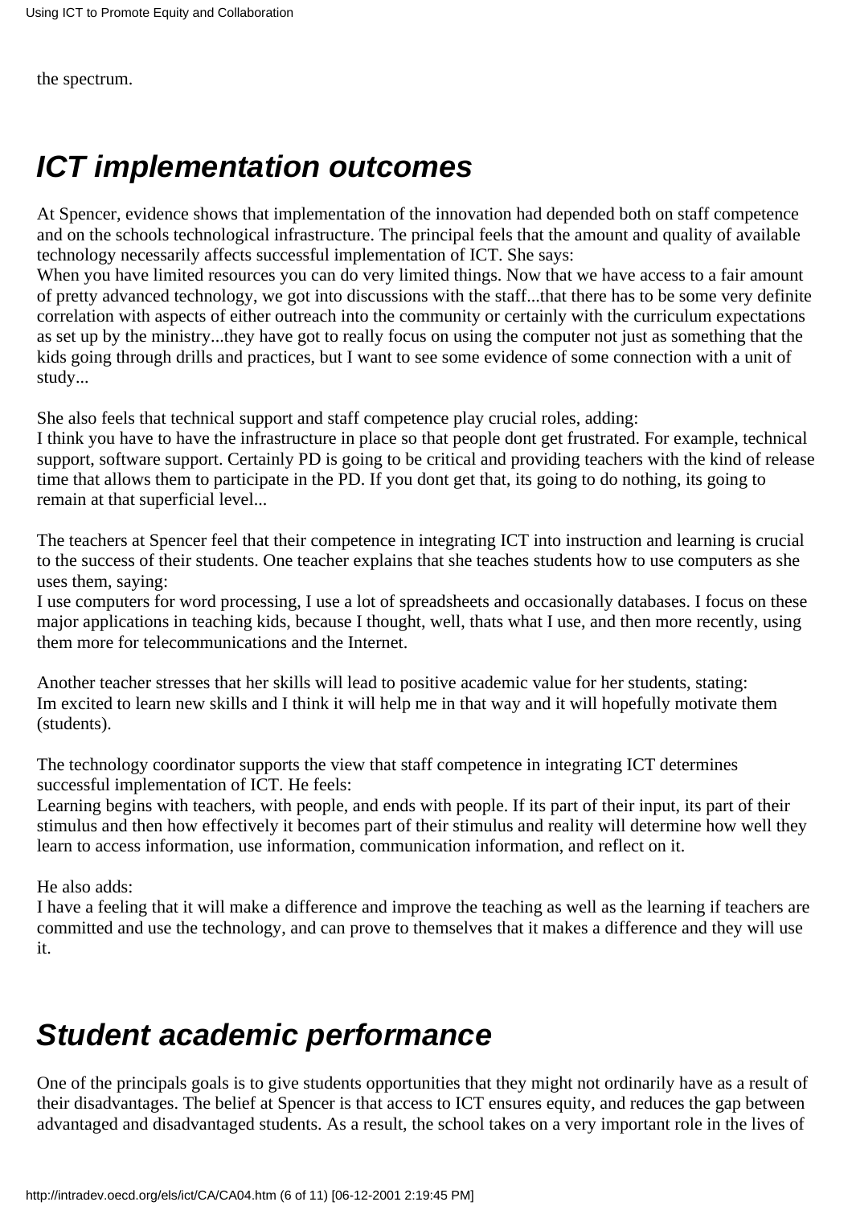the spectrum.

## ICT implementation outcomes

At Spencer, evidence shows that implementation of the innovation had depended both on staff competence and on the schools technological infrastructure. The principal feels that the amount and quality of available technology necessarily affects successful implementation of ICT. She says:
When you have limited resources you can do very limited things. Now that we have access to a fair amount of pretty advanced technology, we got into discussions with the staff...that there has to be some very definite correlation with aspects of either outreach into the community or certainly with the curriculum expectations as set up by the ministry...they have got to really focus on using the computer not just as something that the kids going through drills and practices, but I want to see some evidence of some connection with a unit of study...

She also feels that technical support and staff competence play crucial roles, adding:
I think you have to have the infrastructure in place so that people dont get frustrated. For example, technical support, software support. Certainly PD is going to be critical and providing teachers with the kind of release time that allows them to participate in the PD. If you dont get that, its going to do nothing, its going to remain at that superficial level...

The teachers at Spencer feel that their competence in integrating ICT into instruction and learning is crucial to the success of their students. One teacher explains that she teaches students how to use computers as she uses them, saying:
I use computers for word processing, I use a lot of spreadsheets and occasionally databases. I focus on these major applications in teaching kids, because I thought, well, thats what I use, and then more recently, using them more for telecommunications and the Internet.

Another teacher stresses that her skills will lead to positive academic value for her students, stating:
Im excited to learn new skills and I think it will help me in that way and it will hopefully motivate them (students).

The technology coordinator supports the view that staff competence in integrating ICT determines successful implementation of ICT. He feels:
Learning begins with teachers, with people, and ends with people. If its part of their input, its part of their stimulus and then how effectively it becomes part of their stimulus and reality will determine how well they learn to access information, use information, communication information, and reflect on it.

He also adds:
I have a feeling that it will make a difference and improve the teaching as well as the learning if teachers are committed and use the technology, and can prove to themselves that it makes a difference and they will use it.

## Student academic performance

One of the principals goals is to give students opportunities that they might not ordinarily have as a result of their disadvantages. The belief at Spencer is that access to ICT ensures equity, and reduces the gap between advantaged and disadvantaged students. As a result, the school takes on a very important role in the lives of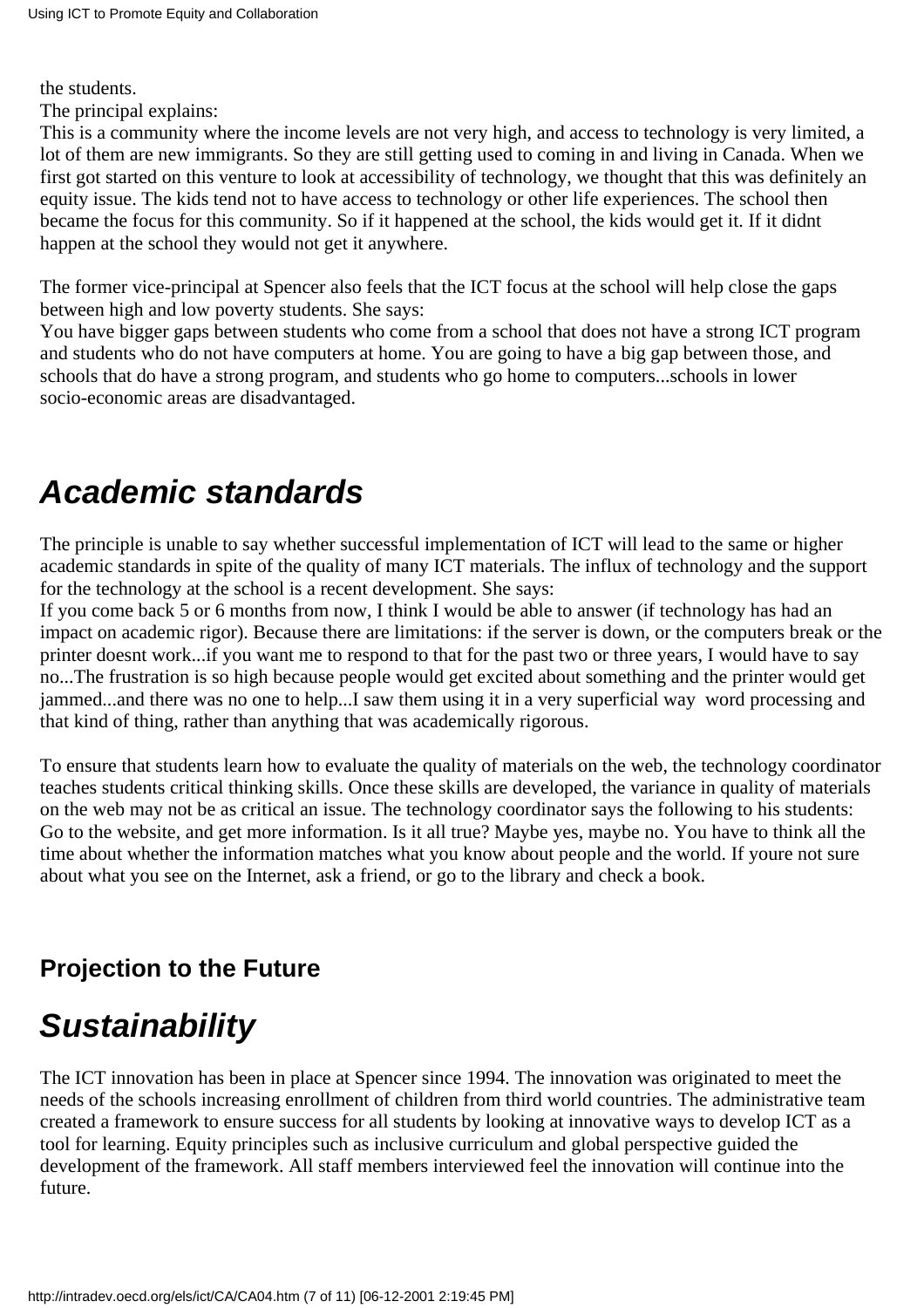the students.

The principal explains:

This is a community where the income levels are not very high, and access to technology is very limited, a lot of them are new immigrants. So they are still getting used to coming in and living in Canada. When we first got started on this venture to look at accessibility of technology, we thought that this was definitely an equity issue. The kids tend not to have access to technology or other life experiences. The school then became the focus for this community. So if it happened at the school, the kids would get it. If it didnt happen at the school they would not get it anywhere.

The former vice-principal at Spencer also feels that the ICT focus at the school will help close the gaps between high and low poverty students. She says:

You have bigger gaps between students who come from a school that does not have a strong ICT program and students who do not have computers at home. You are going to have a big gap between those, and schools that do have a strong program, and students who go home to computers...schools in lower socio-economic areas are disadvantaged.

## *Academic standards*

The principle is unable to say whether successful implementation of ICT will lead to the same or higher academic standards in spite of the quality of many ICT materials. The influx of technology and the support for the technology at the school is a recent development. She says:

If you come back 5 or 6 months from now, I think I would be able to answer (if technology has had an impact on academic rigor). Because there are limitations: if the server is down, or the computers break or the printer doesnt work...if you want me to respond to that for the past two or three years, I would have to say no...The frustration is so high because people would get excited about something and the printer would get jammed...and there was no one to help...I saw them using it in a very superficial way  word processing and that kind of thing, rather than anything that was academically rigorous.

To ensure that students learn how to evaluate the quality of materials on the web, the technology coordinator teaches students critical thinking skills. Once these skills are developed, the variance in quality of materials on the web may not be as critical an issue. The technology coordinator says the following to his students:

Go to the website, and get more information. Is it all true? Maybe yes, maybe no. You have to think all the time about whether the information matches what you know about people and the world. If youre not sure about what you see on the Internet, ask a friend, or go to the library and check a book.

### Projection to the Future

## *Sustainability*

The ICT innovation has been in place at Spencer since 1994. The innovation was originated to meet the needs of the schools increasing enrollment of children from third world countries. The administrative team created a framework to ensure success for all students by looking at innovative ways to develop ICT as a tool for learning. Equity principles such as inclusive curriculum and global perspective guided the development of the framework. All staff members interviewed feel the innovation will continue into the future.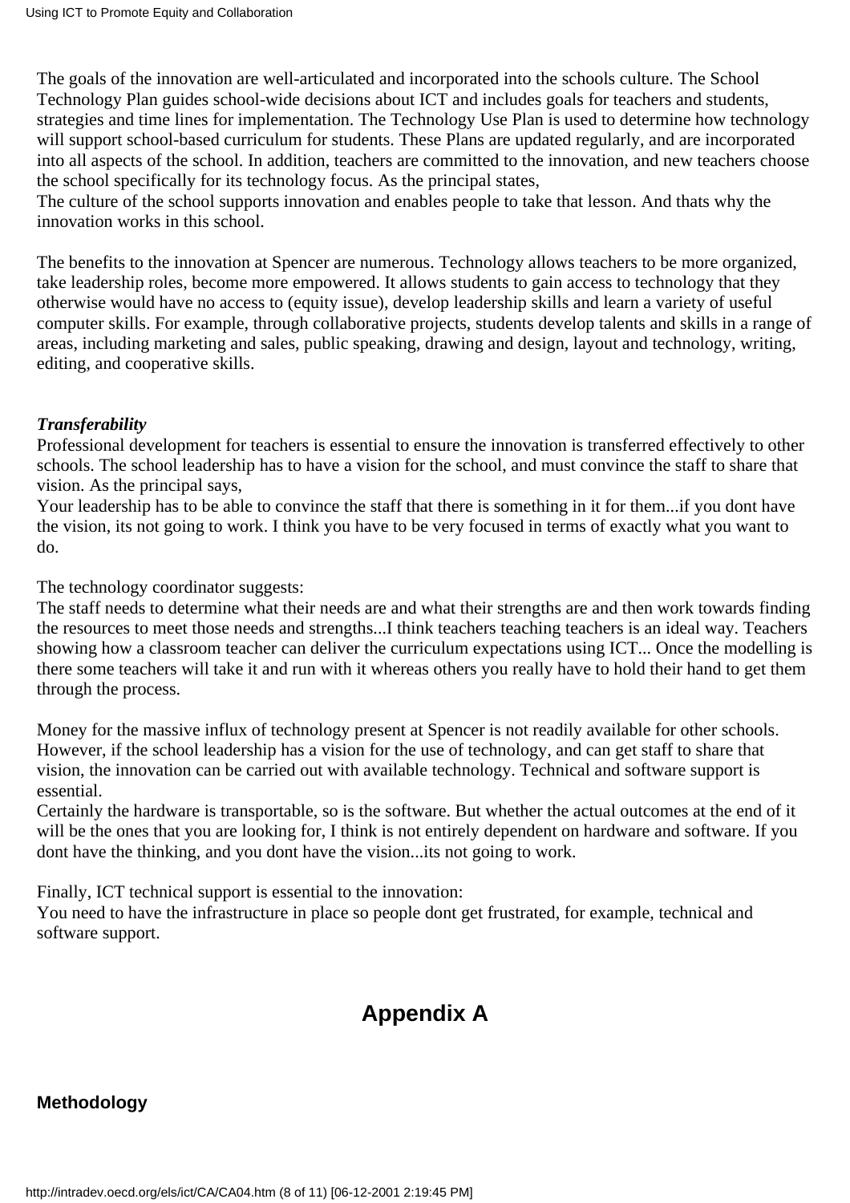The goals of the innovation are well-articulated and incorporated into the schools culture. The School Technology Plan guides school-wide decisions about ICT and includes goals for teachers and students, strategies and time lines for implementation. The Technology Use Plan is used to determine how technology will support school-based curriculum for students. These Plans are updated regularly, and are incorporated into all aspects of the school. In addition, teachers are committed to the innovation, and new teachers choose the school specifically for its technology focus. As the principal states,

The culture of the school supports innovation and enables people to take that lesson. And thats why the innovation works in this school.

The benefits to the innovation at Spencer are numerous. Technology allows teachers to be more organized, take leadership roles, become more empowered. It allows students to gain access to technology that they otherwise would have no access to (equity issue), develop leadership skills and learn a variety of useful computer skills. For example, through collaborative projects, students develop talents and skills in a range of areas, including marketing and sales, public speaking, drawing and design, layout and technology, writing, editing, and cooperative skills.

***Transferability***

Professional development for teachers is essential to ensure the innovation is transferred effectively to other schools. The school leadership has to have a vision for the school, and must convince the staff to share that vision. As the principal says,

Your leadership has to be able to convince the staff that there is something in it for them...if you dont have the vision, its not going to work. I think you have to be very focused in terms of exactly what you want to do.

The technology coordinator suggests:

The staff needs to determine what their needs are and what their strengths are and then work towards finding the resources to meet those needs and strengths...I think teachers teaching teachers is an ideal way. Teachers showing how a classroom teacher can deliver the curriculum expectations using ICT... Once the modelling is there some teachers will take it and run with it whereas others you really have to hold their hand to get them through the process.

Money for the massive influx of technology present at Spencer is not readily available for other schools. However, if the school leadership has a vision for the use of technology, and can get staff to share that vision, the innovation can be carried out with available technology. Technical and software support is essential.

Certainly the hardware is transportable, so is the software. But whether the actual outcomes at the end of it will be the ones that you are looking for, I think is not entirely dependent on hardware and software. If you dont have the thinking, and you dont have the vision...its not going to work.

Finally, ICT technical support is essential to the innovation:

You need to have the infrastructure in place so people dont get frustrated, for example, technical and software support.

# Appendix A

**Methodology**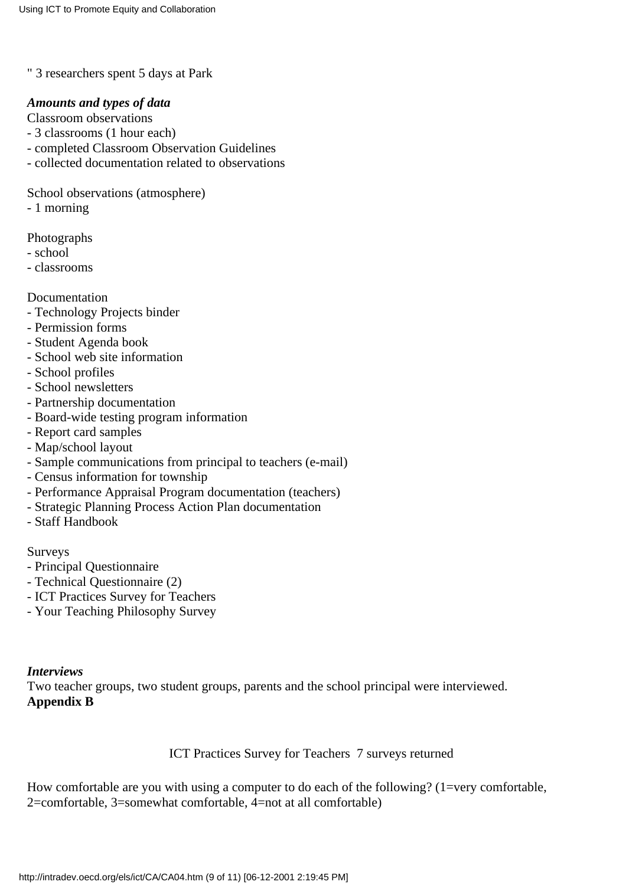" 3 researchers spent 5 days at Park

***Amounts and types of data***

Classroom observations
- 3 classrooms (1 hour each)
- completed Classroom Observation Guidelines
- collected documentation related to observations

School observations (atmosphere)
- 1 morning

Photographs
- school
- classrooms

Documentation
- Technology Projects binder
- Permission forms
- Student Agenda book
- School web site information
- School profiles
- School newsletters
- Partnership documentation
- Board-wide testing program information
- Report card samples
- Map/school layout
- Sample communications from principal to teachers (e-mail)
- Census information for township
- Performance Appraisal Program documentation (teachers)
- Strategic Planning Process Action Plan documentation
- Staff Handbook

Surveys
- Principal Questionnaire
- Technical Questionnaire (2)
- ICT Practices Survey for Teachers
- Your Teaching Philosophy Survey

***Interviews***

Two teacher groups, two student groups, parents and the school principal were interviewed.

**Appendix B**

ICT Practices Survey for Teachers 7 surveys returned

How comfortable are you with using a computer to do each of the following? (1=very comfortable, 2=comfortable, 3=somewhat comfortable, 4=not at all comfortable)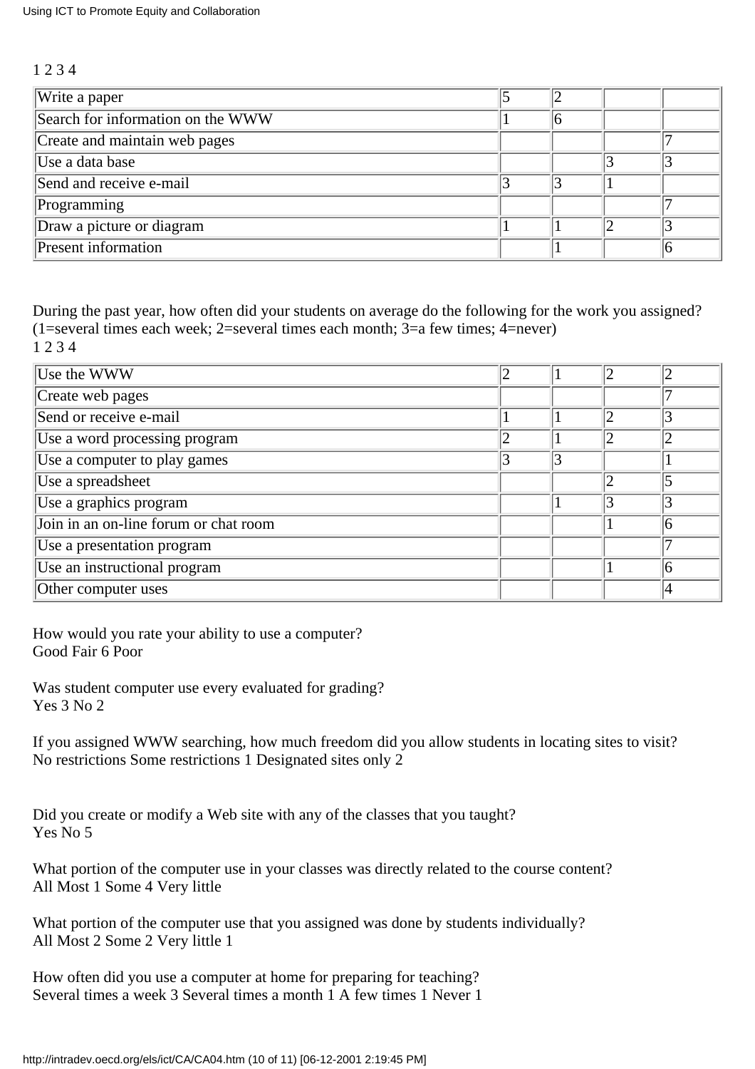1 2 3 4

| | 1 | 2 | 3 | 4 |
|---|---|---|---|---|
| Write a paper | 5 | 2 | | |
| Search for information on the WWW | 1 | 6 | | |
| Create and maintain web pages | | | | 7 |
| Use a data base | | | 3 | 3 |
| Send and receive e-mail | 3 | 3 | 1 | |
| Programming | | | | 7 |
| Draw a picture or diagram | 1 | 1 | 2 | 3 |
| Present information | | 1 | | 6 |

During the past year, how often did your students on average do the following for the work you assigned? (1=several times each week; 2=several times each month; 3=a few times; 4=never)
1 2 3 4

| | 1 | 2 | 3 | 4 |
|---|---|---|---|---|
| Use the WWW | 2 | 1 | 2 | 2 |
| Create web pages | | | | 7 |
| Send or receive e-mail | 1 | 1 | 2 | 3 |
| Use a word processing program | 2 | 1 | 2 | 2 |
| Use a computer to play games | 3 | 3 | | 1 |
| Use a spreadsheet | | | 2 | 5 |
| Use a graphics program | | 1 | 3 | 3 |
| Join in an on-line forum or chat room | | | 1 | 6 |
| Use a presentation program | | | | 7 |
| Use an instructional program | | | 1 | 6 |
| Other computer uses | | | | 4 |

How would you rate your ability to use a computer?
Good Fair 6 Poor

Was student computer use every evaluated for grading?
Yes 3 No 2

If you assigned WWW searching, how much freedom did you allow students in locating sites to visit?
No restrictions Some restrictions 1 Designated sites only 2

Did you create or modify a Web site with any of the classes that you taught?
Yes No 5

What portion of the computer use in your classes was directly related to the course content?
All Most 1 Some 4 Very little

What portion of the computer use that you assigned was done by students individually?
All Most 2 Some 2 Very little 1

How often did you use a computer at home for preparing for teaching?
Several times a week 3 Several times a month 1 A few times 1 Never 1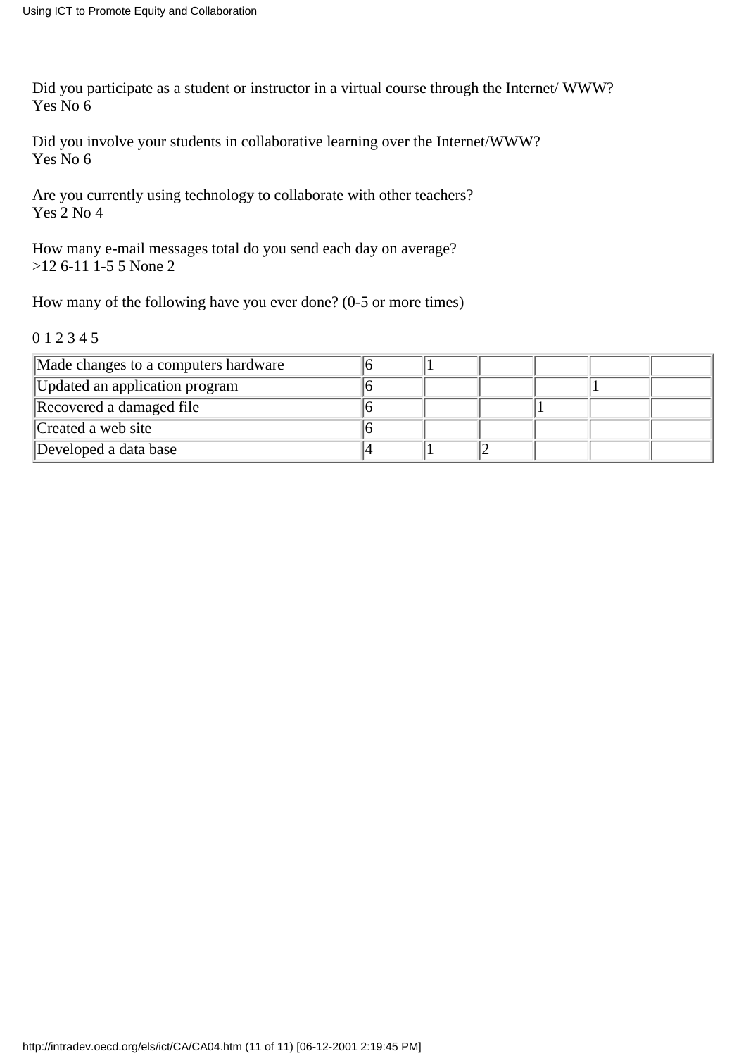Did you participate as a student or instructor in a virtual course through the Internet/ WWW?
Yes No 6

Did you involve your students in collaborative learning over the Internet/WWW?
Yes No 6

Are you currently using technology to collaborate with other teachers?
Yes 2 No 4

How many e-mail messages total do you send each day on average?
>12 6-11 1-5 5 None 2

How many of the following have you ever done? (0-5 or more times)

0 1 2 3 4 5

| | | | | | | |
|---|---|---|---|---|---|---|
| Made changes to a computers hardware | 6 | 1 | | | | |
| Updated an application program | 6 | | | | 1 | |
| Recovered a damaged file | 6 | | | 1 | | |
| Created a web site | 6 | | | | | |
| Developed a data base | 4 | 1 | 2 | | | |